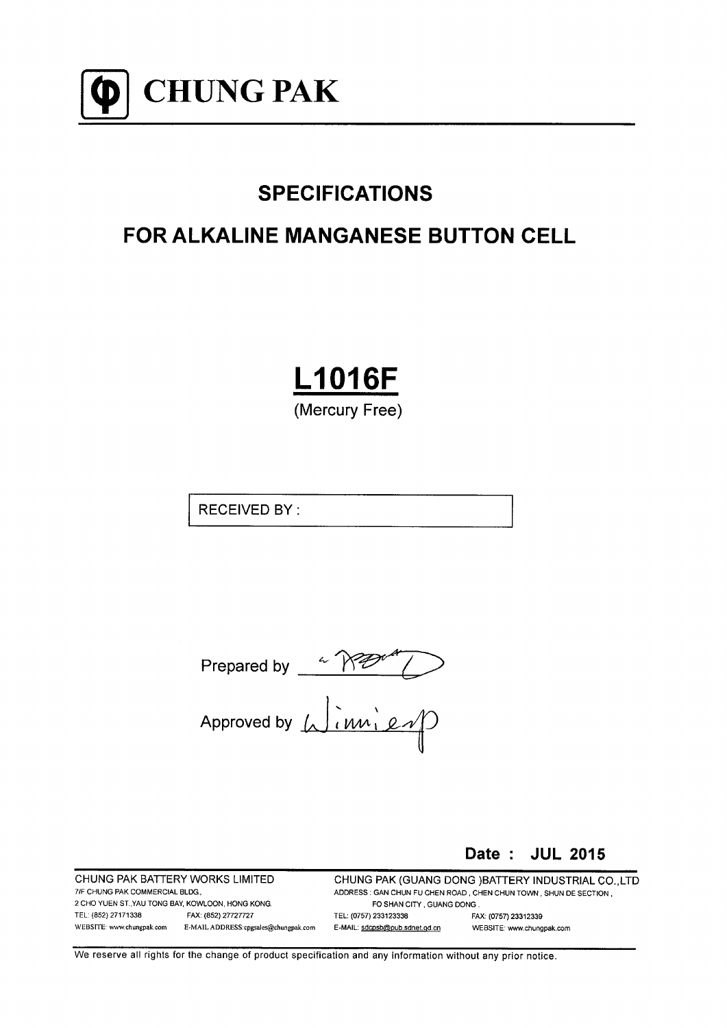# CHUNG PAK

## SPECIFICATIONS

## FOR ALKALINE MANGANESE BUTTON CELL

# L1016F

(Mercury Free)

| RECEIVED BY : |
|---|

Prepared by ________

Approved by ________

**Date : JUL 2015**

| CHUNG PAK BATTERY WORKS LIMITED | CHUNG PAK (GUANG DONG )BATTERY INDUSTRIAL CO.,LTD |
|---|---|
| 7/F CHUNG PAK COMMERCIAL BLDG., | ADDRESS : GAN CHUN FU CHEN ROAD , CHEN CHUN TOWN , SHUN DE SECTION , |
| 2 CHO YUEN ST.,YAU TONG BAY, KOWLOON, HONG KONG. | FO SHAN CITY , GUANG DONG . |
| TEL: (852) 27171338  FAX: (852) 27727727 | TEL: (0757) 233123338  FAX: (0757) 23312339 |
| WEBSITE: www.chungpak.com  E-MAIL ADDRESS:cpgsales@chungpak.com | E-MAIL: sdcpsb@pub.sdnet.gd.cn  WEBSITE: www.chungpak.com |

We reserve all rights for the change of product specification and any information without any prior notice.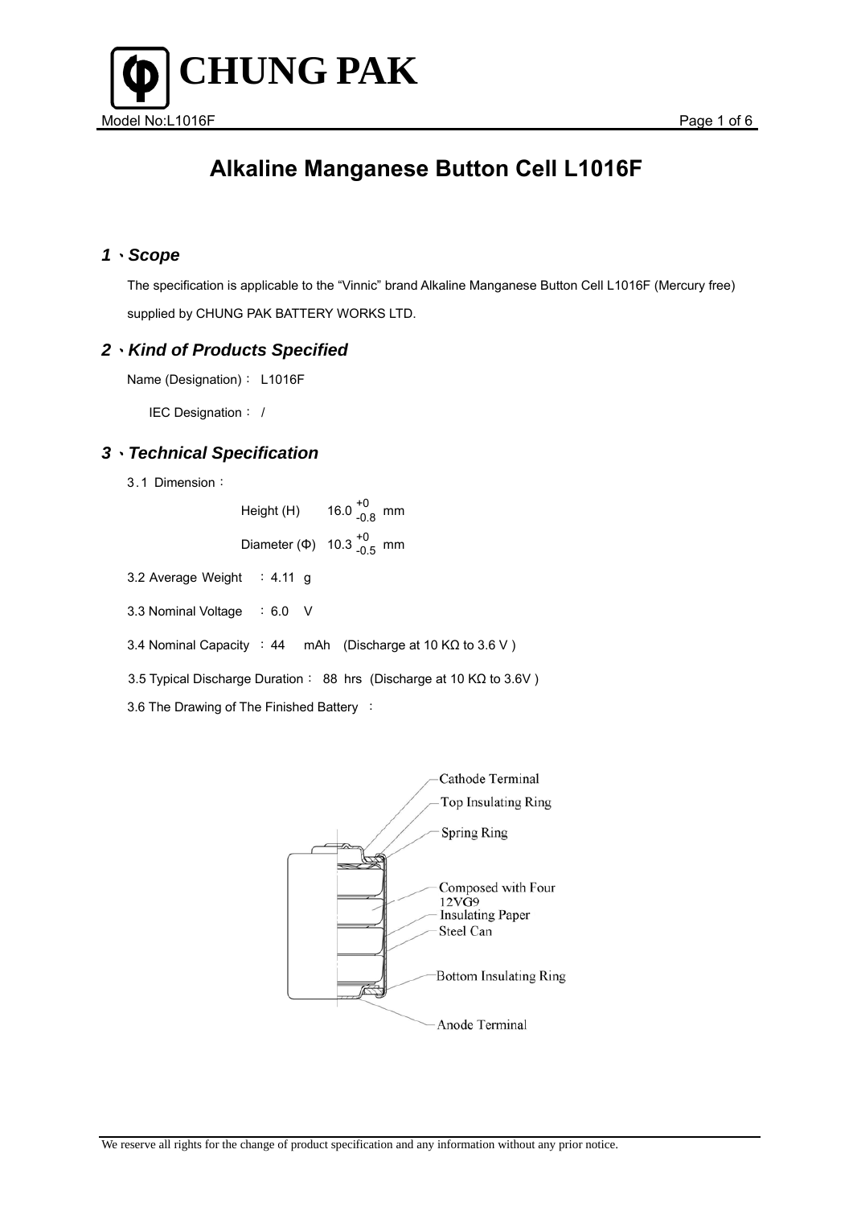# Alkaline Manganese Button Cell L1016F

## 1、Scope

The specification is applicable to the “Vinnic” brand Alkaline Manganese Button Cell L1016F (Mercury free) supplied by CHUNG PAK BATTERY WORKS LTD.

## 2、Kind of Products Specified

Name (Designation)： L1016F

IEC Designation： /

## 3、Technical Specification

3.1 Dimension：

Height (H) $16.0^{+0}_{-0.8}$ mm

Diameter (Φ) $10.3^{+0}_{-0.5}$ mm

3.2 Average Weight ：4.11 g

3.3 Nominal Voltage ：6.0 V

3.4 Nominal Capacity ：44 mAh (Discharge at 10 KΩ to 3.6 V )

3.5 Typical Discharge Duration： 88 hrs (Discharge at 10 KΩ to 3.6V )

3.6 The Drawing of The Finished Battery ：

Cathode Terminal

Top Insulating Ring

Spring Ring

Composed with Four 12VG9

Insulating Paper

Steel Can

Bottom Insulating Ring

Anode Terminal

We reserve all rights for the change of product specification and any information without any prior notice.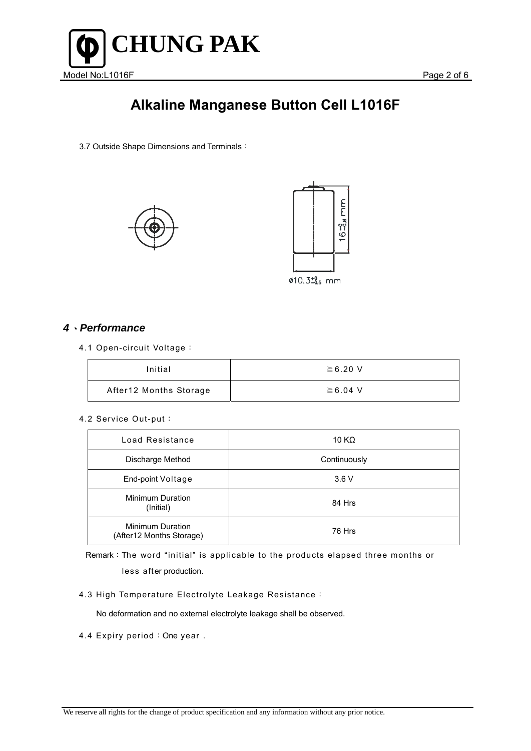# Alkaline Manganese Button Cell L1016F

3.7 Outside Shape Dimensions and Terminals：

$16^{+0}_{-0.8}$ mm

$\phi 10.3^{+0}_{-0.5}$ mm

## 4、*Performance*

4.1 Open-circuit Voltage：

| Initial | ≧6.20 V |
|---|---|
| After12 Months Storage | ≧6.04 V |

4.2 Service Out-put：

| Load Resistance | 10 KΩ |
|---|---|
| Discharge Method | Continuously |
| End-point Voltage | 3.6 V |
| Minimum Duration (Initial) | 84 Hrs |
| Minimum Duration (After12 Months Storage) | 76 Hrs |

Remark：The word "initial" is applicable to the products elapsed three months or less after production.

4.3 High Temperature Electrolyte Leakage Resistance：

No deformation and no external electrolyte leakage shall be observed.

4.4 Expiry period：One year .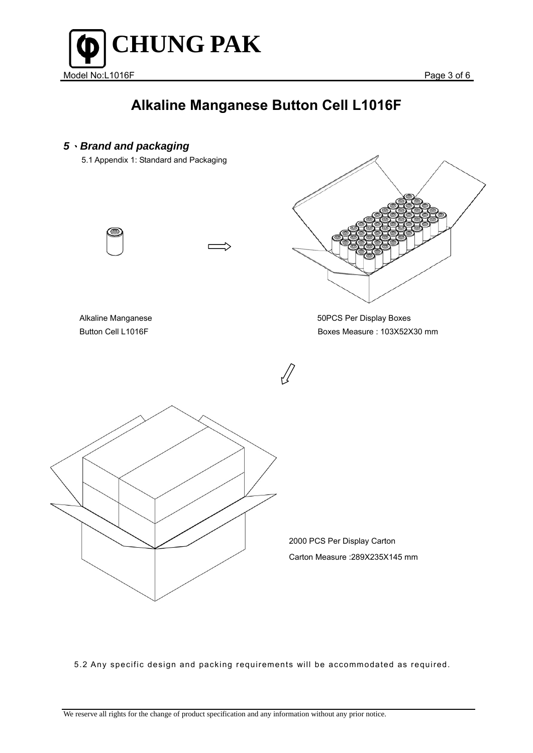# Alkaline Manganese Button Cell L1016F

## *5、Brand and packaging*

5.1 Appendix 1: Standard and Packaging

Alkaline Manganese
Button Cell L1016F

50PCS Per Display Boxes
Boxes Measure : 103X52X30 mm

2000 PCS Per Display Carton
Carton Measure :289X235X145 mm

5.2 Any specific design and packing requirements will be accommodated as required.

We reserve all rights for the change of product specification and any information without any prior notice.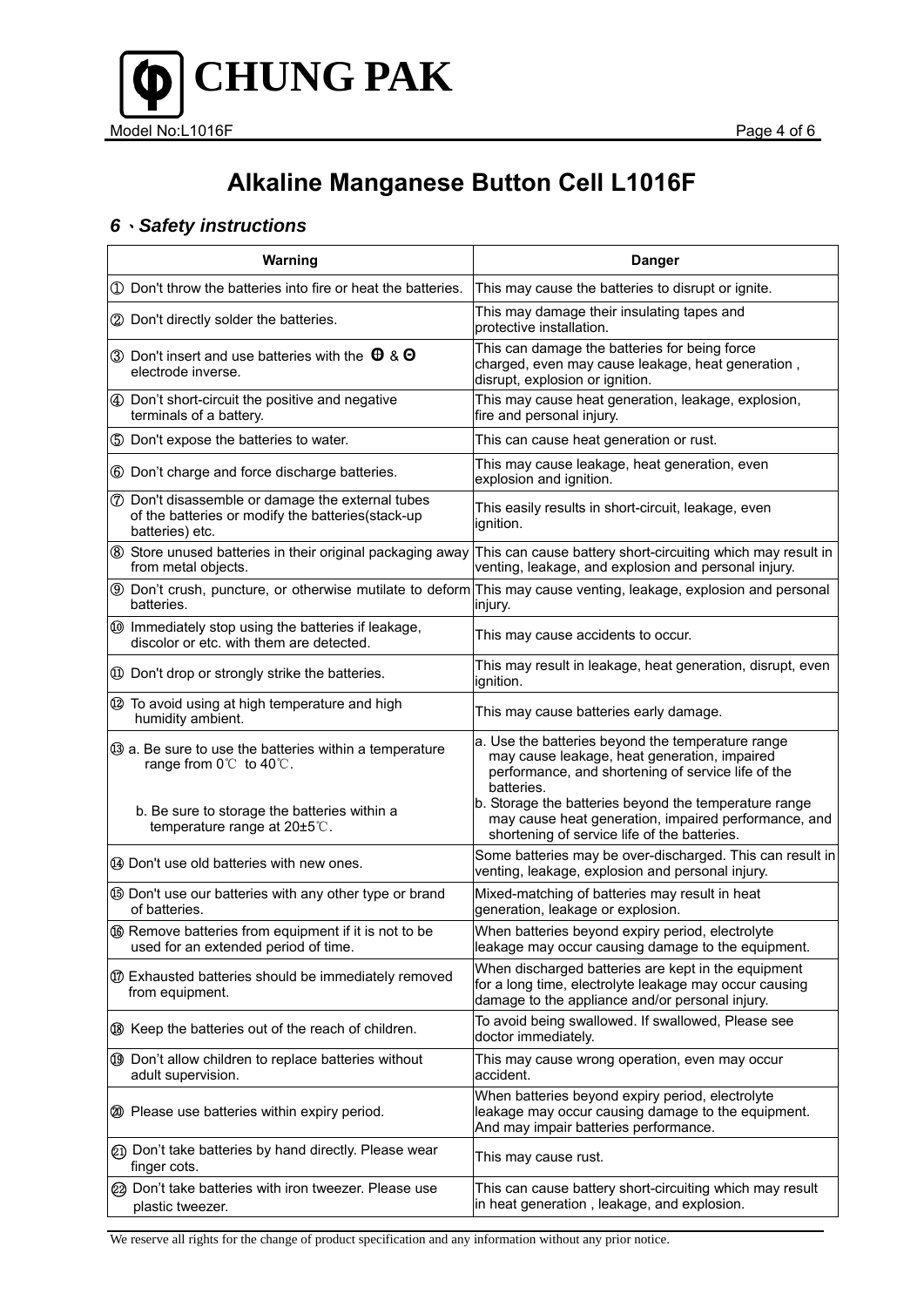# Alkaline Manganese Button Cell L1016F

## 6、Safety instructions

| Warning | Danger |
|---|---|
| ① Don't throw the batteries into fire or heat the batteries. | This may cause the batteries to disrupt or ignite. |
| ② Don't directly solder the batteries. | This may damage their insulating tapes and protective installation. |
| ③ Don't insert and use batteries with the ⊕ & ⊖ electrode inverse. | This can damage the batteries for being force charged, even may cause leakage, heat generation , disrupt, explosion or ignition. |
| ④ Don't short-circuit the positive and negative terminals of a battery. | This may cause heat generation, leakage, explosion, fire and personal injury. |
| ⑤ Don't expose the batteries to water. | This can cause heat generation or rust. |
| ⑥ Don't charge and force discharge batteries. | This may cause leakage, heat generation, even explosion and ignition. |
| ⑦ Don't disassemble or damage the external tubes of the batteries or modify the batteries(stack-up batteries) etc. | This easily results in short-circuit, leakage, even ignition. |
| ⑧ Store unused batteries in their original packaging away from metal objects. | This can cause battery short-circuiting which may result in venting, leakage, and explosion and personal injury. |
| ⑨ Don't crush, puncture, or otherwise mutilate to deform batteries. | This may cause venting, leakage, explosion and personal injury. |
| ⑩ Immediately stop using the batteries if leakage, discolor or etc. with them are detected. | This may cause accidents to occur. |
| ⑪ Don't drop or strongly strike the batteries. | This may result in leakage, heat generation, disrupt, even ignition. |
| ⑫ To avoid using at high temperature and high humidity ambient. | This may cause batteries early damage. |
| ⑬ a. Be sure to use the batteries within a temperature range from 0℃ to 40℃.<br>b. Be sure to storage the batteries within a temperature range at 20±5℃. | a. Use the batteries beyond the temperature range may cause leakage, heat generation, impaired performance, and shortening of service life of the batteries.<br>b. Storage the batteries beyond the temperature range may cause heat generation, impaired performance, and shortening of service life of the batteries. |
| ⑭ Don't use old batteries with new ones. | Some batteries may be over-discharged. This can result in venting, leakage, explosion and personal injury. |
| ⑮ Don't use our batteries with any other type or brand of batteries. | Mixed-matching of batteries may result in heat generation, leakage or explosion. |
| ⑯ Remove batteries from equipment if it is not to be used for an extended period of time. | When batteries beyond expiry period, electrolyte leakage may occur causing damage to the equipment. |
| ⑰ Exhausted batteries should be immediately removed from equipment. | When discharged batteries are kept in the equipment for a long time, electrolyte leakage may occur causing damage to the appliance and/or personal injury. |
| ⑱ Keep the batteries out of the reach of children. | To avoid being swallowed. If swallowed, Please see doctor immediately. |
| ⑲ Don't allow children to replace batteries without adult supervision. | This may cause wrong operation, even may occur accident. |
| ⑳ Please use batteries within expiry period. | When batteries beyond expiry period, electrolyte leakage may occur causing damage to the equipment. And may impair batteries performance. |
| ㉑ Don't take batteries by hand directly. Please wear finger cots. | This may cause rust. |
| ㉒ Don't take batteries with iron tweezer. Please use plastic tweezer. | This can cause battery short-circuiting which may result in heat generation , leakage, and explosion. |

We reserve all rights for the change of product specification and any information without any prior notice.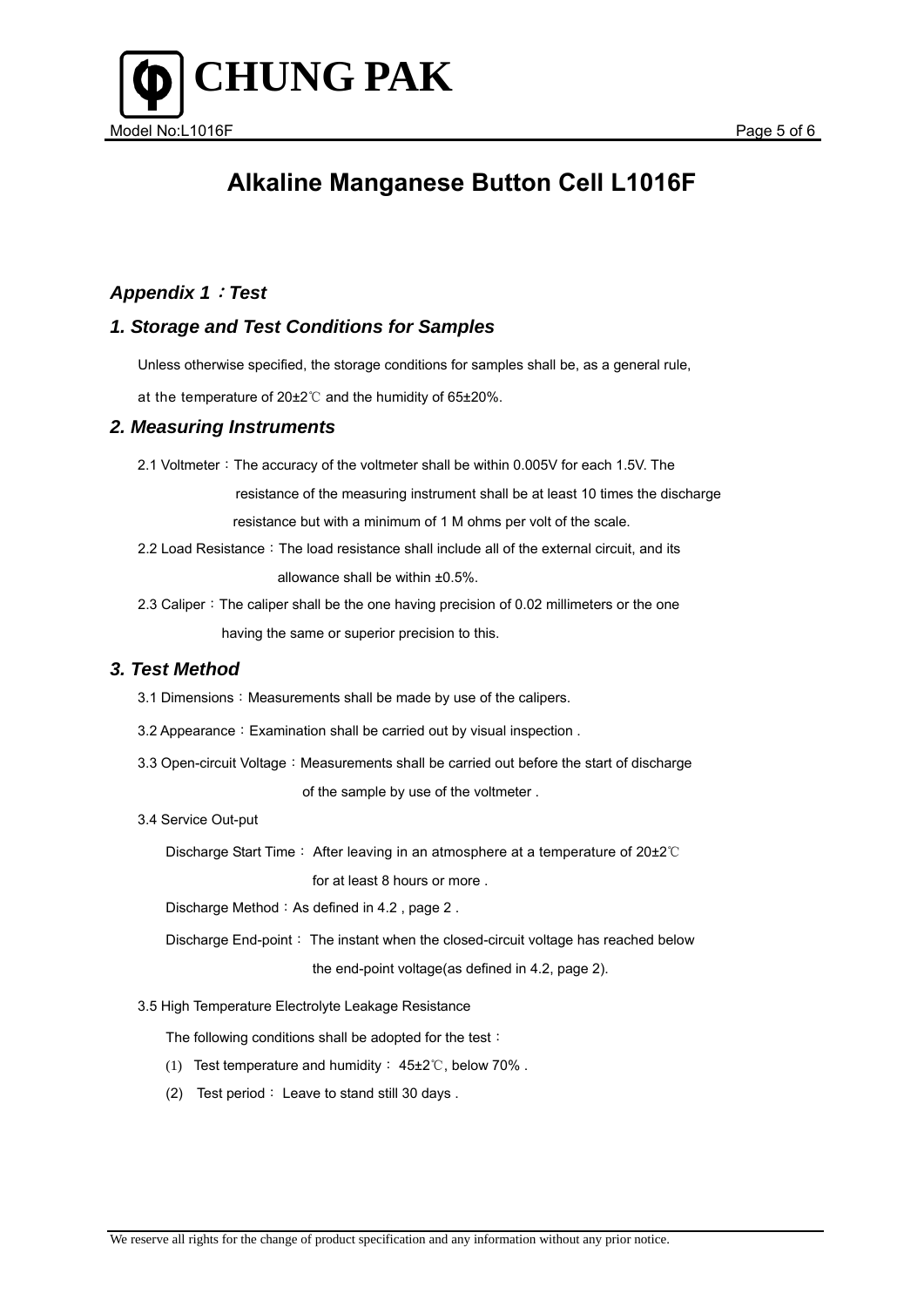# Alkaline Manganese Button Cell L1016F

## *Appendix 1：Test*

### *1. Storage and Test Conditions for Samples*

Unless otherwise specified, the storage conditions for samples shall be, as a general rule, at the temperature of 20±2℃ and the humidity of 65±20%.

### *2. Measuring Instruments*

2.1 Voltmeter：The accuracy of the voltmeter shall be within 0.005V for each 1.5V. The resistance of the measuring instrument shall be at least 10 times the discharge resistance but with a minimum of 1 M ohms per volt of the scale.

2.2 Load Resistance：The load resistance shall include all of the external circuit, and its allowance shall be within ±0.5%.

2.3 Caliper：The caliper shall be the one having precision of 0.02 millimeters or the one having the same or superior precision to this.

### *3. Test Method*

3.1 Dimensions：Measurements shall be made by use of the calipers.

3.2 Appearance：Examination shall be carried out by visual inspection .

3.3 Open-circuit Voltage：Measurements shall be carried out before the start of discharge of the sample by use of the voltmeter .

3.4 Service Out-put

Discharge Start Time： After leaving in an atmosphere at a temperature of 20±2℃ for at least 8 hours or more .

Discharge Method：As defined in 4.2 , page 2 .

Discharge End-point： The instant when the closed-circuit voltage has reached below the end-point voltage(as defined in 4.2, page 2).

3.5 High Temperature Electrolyte Leakage Resistance

The following conditions shall be adopted for the test：

(1) Test temperature and humidity： 45±2℃, below 70% .

(2) Test period： Leave to stand still 30 days .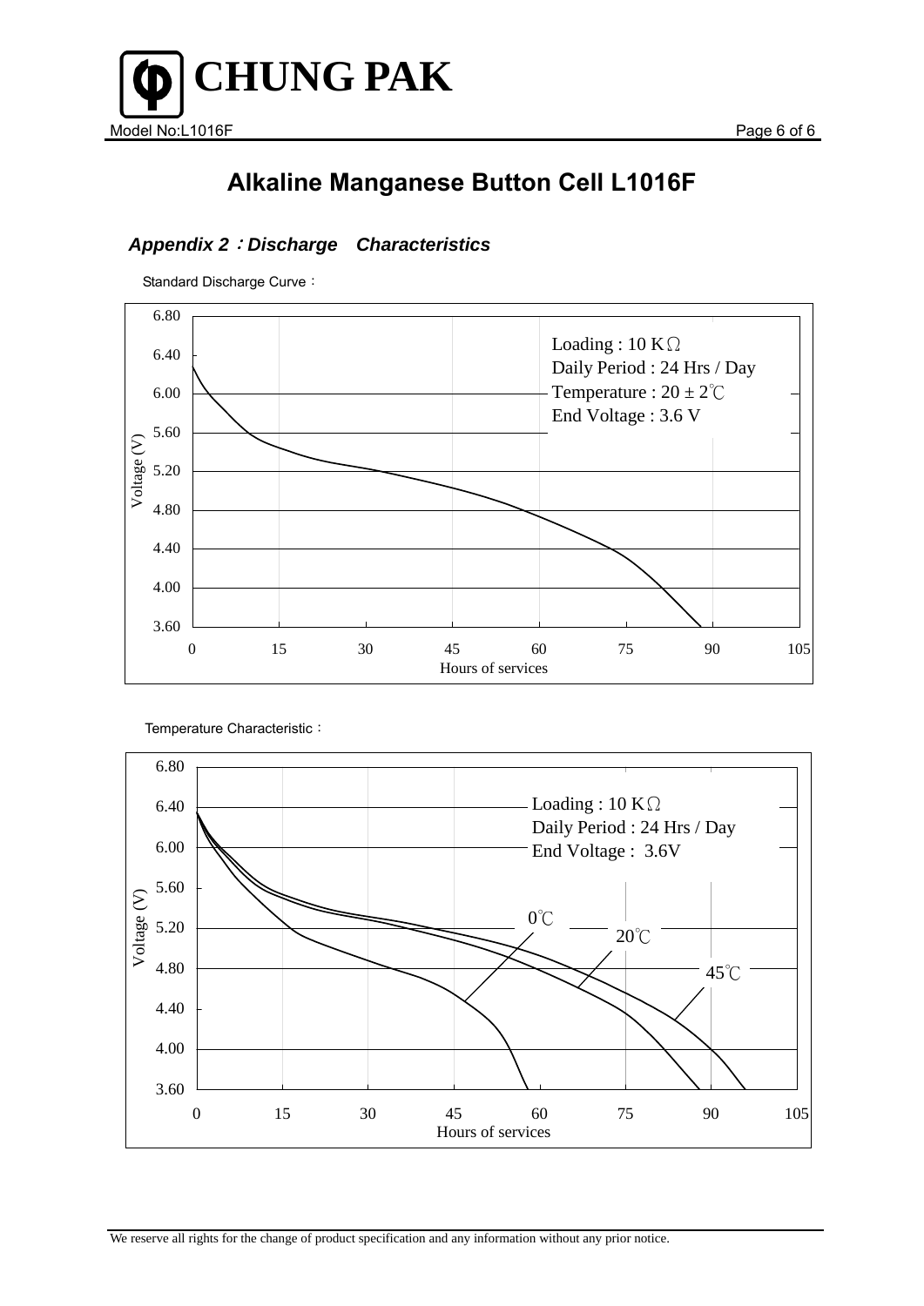# Alkaline Manganese Button Cell L1016F

### *Appendix 2：Discharge　Characteristics*

Standard Discharge Curve：

Loading : 10 KΩ
Daily Period : 24 Hrs / Day
Temperature : 20 ± 2℃
End Voltage : 3.6 V

Voltage (V)
6.80
6.40
6.00
5.60
5.20
4.80
4.40
4.00
3.60

Hours of services
0 15 30 45 60 75 90 105

Temperature Characteristic：

Loading : 10 KΩ
Daily Period : 24 Hrs / Day
End Voltage : 3.6V

0℃
20℃
45℃

Voltage (V)
6.80
6.40
6.00
5.60
5.20
4.80
4.40
4.00
3.60

Hours of services
0 15 30 45 60 75 90 105

We reserve all rights for the change of product specification and any information without any prior notice.